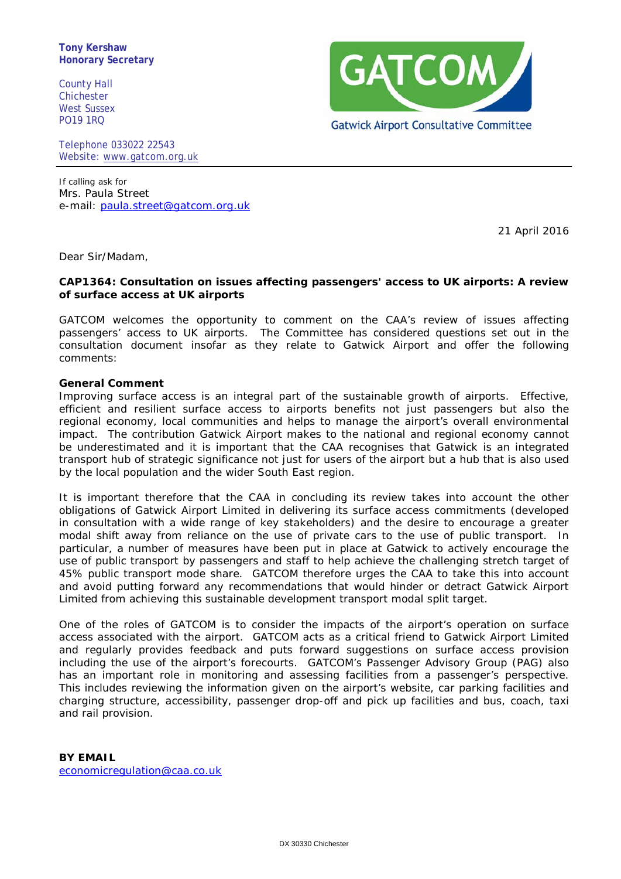**Tony Kershaw**
**Honorary Secretary**

County Hall
Chichester
West Sussex
PO19 1RQ

Telephone 033022 22543
Website: www.gatcom.org.uk

GATCOM

Gatwick Airport Consultative Committee

If calling ask for
Mrs. Paula Street
e-mail: paula.street@gatcom.org.uk

21 April 2016

Dear Sir/Madam,

**CAP1364: Consultation on issues affecting passengers' access to UK airports: A review of surface access at UK airports**

GATCOM welcomes the opportunity to comment on the CAA's review of issues affecting passengers' access to UK airports. The Committee has considered questions set out in the consultation document insofar as they relate to Gatwick Airport and offer the following comments:

**General Comment**

Improving surface access is an integral part of the sustainable growth of airports. Effective, efficient and resilient surface access to airports benefits not just passengers but also the regional economy, local communities and helps to manage the airport's overall environmental impact. The contribution Gatwick Airport makes to the national and regional economy cannot be underestimated and it is important that the CAA recognises that Gatwick is an integrated transport hub of strategic significance not just for users of the airport but a hub that is also used by the local population and the wider South East region.

It is important therefore that the CAA in concluding its review takes into account the other obligations of Gatwick Airport Limited in delivering its surface access commitments (developed in consultation with a wide range of key stakeholders) and the desire to encourage a greater modal shift away from reliance on the use of private cars to the use of public transport. In particular, a number of measures have been put in place at Gatwick to actively encourage the use of public transport by passengers and staff to help achieve the challenging stretch target of 45% public transport mode share. GATCOM therefore urges the CAA to take this into account and avoid putting forward any recommendations that would hinder or detract Gatwick Airport Limited from achieving this sustainable development transport modal split target.

One of the roles of GATCOM is to consider the impacts of the airport's operation on surface access associated with the airport. GATCOM acts as a critical friend to Gatwick Airport Limited and regularly provides feedback and puts forward suggestions on surface access provision including the use of the airport's forecourts. GATCOM's Passenger Advisory Group (PAG) also has an important role in monitoring and assessing facilities from a passenger's perspective. This includes reviewing the information given on the airport's website, car parking facilities and charging structure, accessibility, passenger drop-off and pick up facilities and bus, coach, taxi and rail provision.

**BY EMAIL**
economicregulation@caa.co.uk

DX 30330 Chichester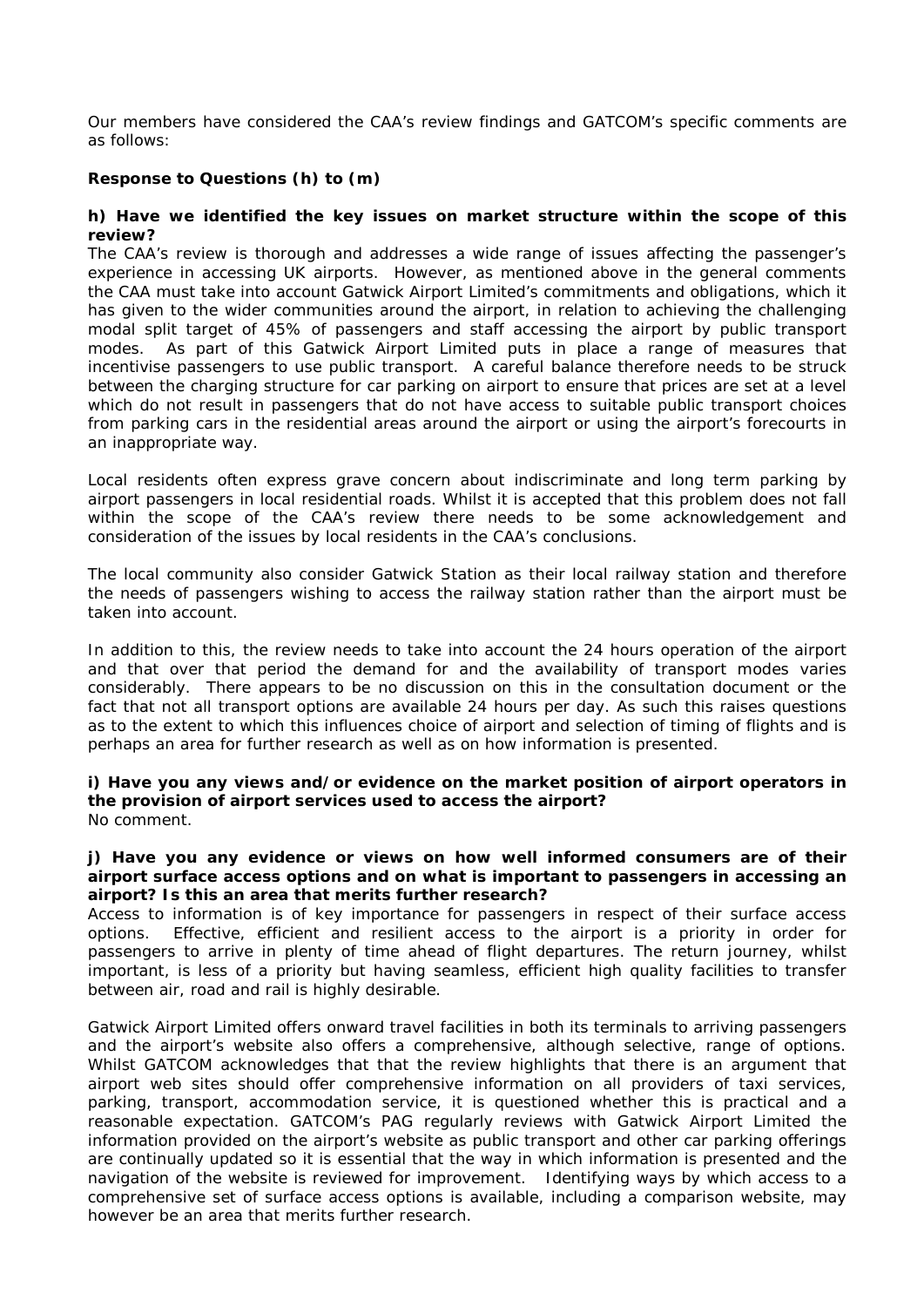Our members have considered the CAA's review findings and GATCOM's specific comments are as follows:

**Response to Questions (h) to (m)**

**h) Have we identified the key issues on market structure within the scope of this review?**

The CAA's review is thorough and addresses a wide range of issues affecting the passenger's experience in accessing UK airports. However, as mentioned above in the general comments the CAA must take into account Gatwick Airport Limited's commitments and obligations, which it has given to the wider communities around the airport, in relation to achieving the challenging modal split target of 45% of passengers and staff accessing the airport by public transport modes. As part of this Gatwick Airport Limited puts in place a range of measures that incentivise passengers to use public transport. A careful balance therefore needs to be struck between the charging structure for car parking on airport to ensure that prices are set at a level which do not result in passengers that do not have access to suitable public transport choices from parking cars in the residential areas around the airport or using the airport's forecourts in an inappropriate way.

Local residents often express grave concern about indiscriminate and long term parking by airport passengers in local residential roads. Whilst it is accepted that this problem does not fall within the scope of the CAA's review there needs to be some acknowledgement and consideration of the issues by local residents in the CAA's conclusions.

The local community also consider Gatwick Station as their local railway station and therefore the needs of passengers wishing to access the railway station rather than the airport must be taken into account.

In addition to this, the review needs to take into account the 24 hours operation of the airport and that over that period the demand for and the availability of transport modes varies considerably. There appears to be no discussion on this in the consultation document or the fact that not all transport options are available 24 hours per day. As such this raises questions as to the extent to which this influences choice of airport and selection of timing of flights and is perhaps an area for further research as well as on how information is presented.

**i) Have you any views and/or evidence on the market position of airport operators in the provision of airport services used to access the airport?**

No comment.

**j) Have you any evidence or views on how well informed consumers are of their airport surface access options and on what is important to passengers in accessing an airport? Is this an area that merits further research?**

Access to information is of key importance for passengers in respect of their surface access options. Effective, efficient and resilient access to the airport is a priority in order for passengers to arrive in plenty of time ahead of flight departures. The return journey, whilst important, is less of a priority but having seamless, efficient high quality facilities to transfer between air, road and rail is highly desirable.

Gatwick Airport Limited offers onward travel facilities in both its terminals to arriving passengers and the airport's website also offers a comprehensive, although selective, range of options. Whilst GATCOM acknowledges that that the review highlights that there is an argument that airport web sites should offer comprehensive information on all providers of taxi services, parking, transport, accommodation service, it is questioned whether this is practical and a reasonable expectation. GATCOM's PAG regularly reviews with Gatwick Airport Limited the information provided on the airport's website as public transport and other car parking offerings are continually updated so it is essential that the way in which information is presented and the navigation of the website is reviewed for improvement. Identifying ways by which access to a comprehensive set of surface access options is available, including a comparison website, may however be an area that merits further research.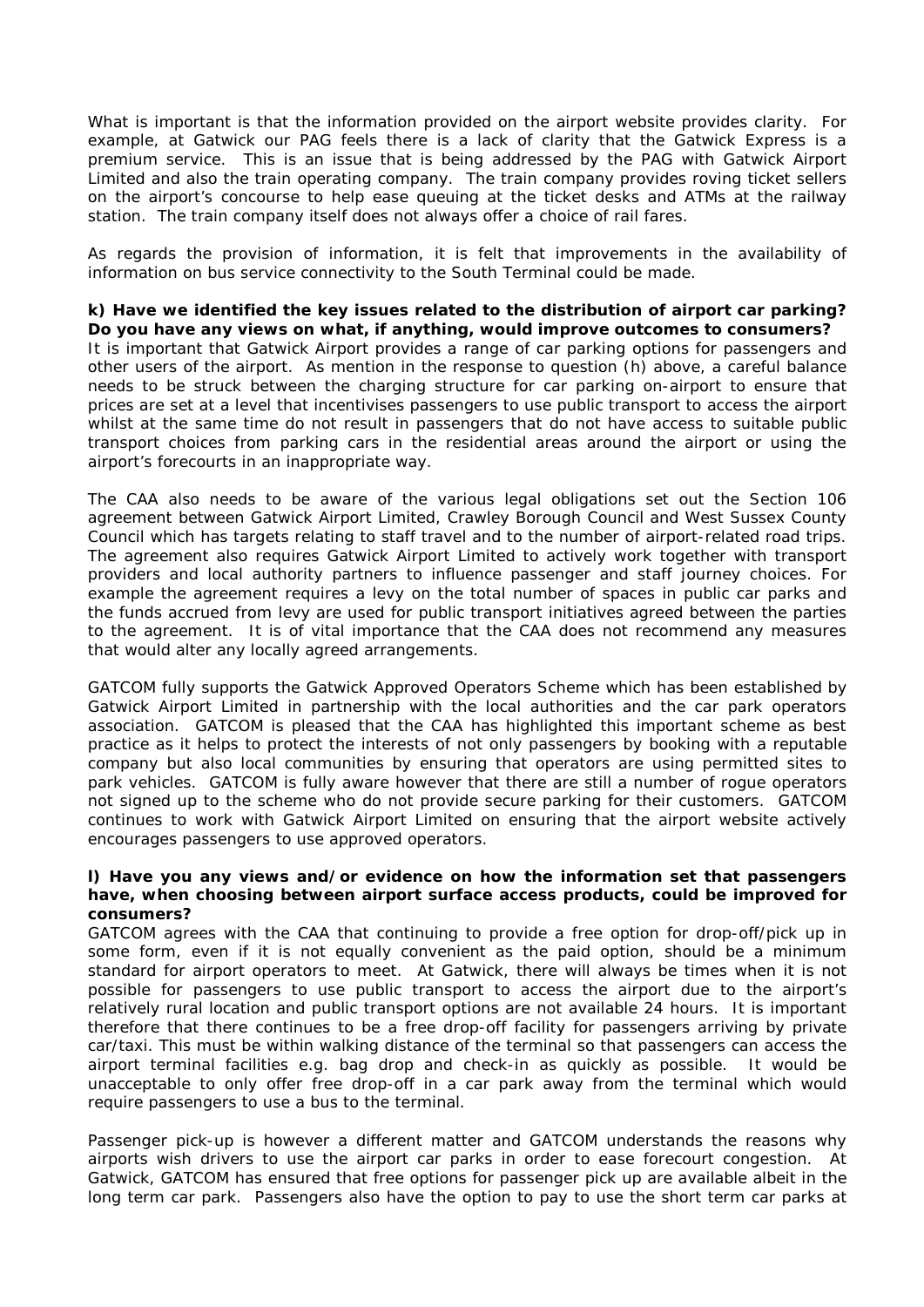What is important is that the information provided on the airport website provides clarity. For example, at Gatwick our PAG feels there is a lack of clarity that the Gatwick Express is a premium service. This is an issue that is being addressed by the PAG with Gatwick Airport Limited and also the train operating company. The train company provides roving ticket sellers on the airport's concourse to help ease queuing at the ticket desks and ATMs at the railway station. The train company itself does not always offer a choice of rail fares.

As regards the provision of information, it is felt that improvements in the availability of information on bus service connectivity to the South Terminal could be made.

**k) Have we identified the key issues related to the distribution of airport car parking? Do you have any views on what, if anything, would improve outcomes to consumers?**

It is important that Gatwick Airport provides a range of car parking options for passengers and other users of the airport. As mention in the response to question (h) above, a careful balance needs to be struck between the charging structure for car parking on-airport to ensure that prices are set at a level that incentivises passengers to use public transport to access the airport whilst at the same time do not result in passengers that do not have access to suitable public transport choices from parking cars in the residential areas around the airport or using the airport's forecourts in an inappropriate way.

The CAA also needs to be aware of the various legal obligations set out the Section 106 agreement between Gatwick Airport Limited, Crawley Borough Council and West Sussex County Council which has targets relating to staff travel and to the number of airport-related road trips. The agreement also requires Gatwick Airport Limited to actively work together with transport providers and local authority partners to influence passenger and staff journey choices. For example the agreement requires a levy on the total number of spaces in public car parks and the funds accrued from levy are used for public transport initiatives agreed between the parties to the agreement. It is of vital importance that the CAA does not recommend any measures that would alter any locally agreed arrangements.

GATCOM fully supports the Gatwick Approved Operators Scheme which has been established by Gatwick Airport Limited in partnership with the local authorities and the car park operators association. GATCOM is pleased that the CAA has highlighted this important scheme as best practice as it helps to protect the interests of not only passengers by booking with a reputable company but also local communities by ensuring that operators are using permitted sites to park vehicles. GATCOM is fully aware however that there are still a number of rogue operators not signed up to the scheme who do not provide secure parking for their customers. GATCOM continues to work with Gatwick Airport Limited on ensuring that the airport website actively encourages passengers to use approved operators.

**l) Have you any views and/or evidence on how the information set that passengers have, when choosing between airport surface access products, could be improved for consumers?**

GATCOM agrees with the CAA that continuing to provide a free option for drop-off/pick up in some form, even if it is not equally convenient as the paid option, should be a minimum standard for airport operators to meet. At Gatwick, there will always be times when it is not possible for passengers to use public transport to access the airport due to the airport's relatively rural location and public transport options are not available 24 hours. It is important therefore that there continues to be a free drop-off facility for passengers arriving by private car/taxi. This must be within walking distance of the terminal so that passengers can access the airport terminal facilities e.g. bag drop and check-in as quickly as possible. It would be unacceptable to only offer free drop-off in a car park away from the terminal which would require passengers to use a bus to the terminal.

Passenger pick-up is however a different matter and GATCOM understands the reasons why airports wish drivers to use the airport car parks in order to ease forecourt congestion. At Gatwick, GATCOM has ensured that free options for passenger pick up are available albeit in the long term car park. Passengers also have the option to pay to use the short term car parks at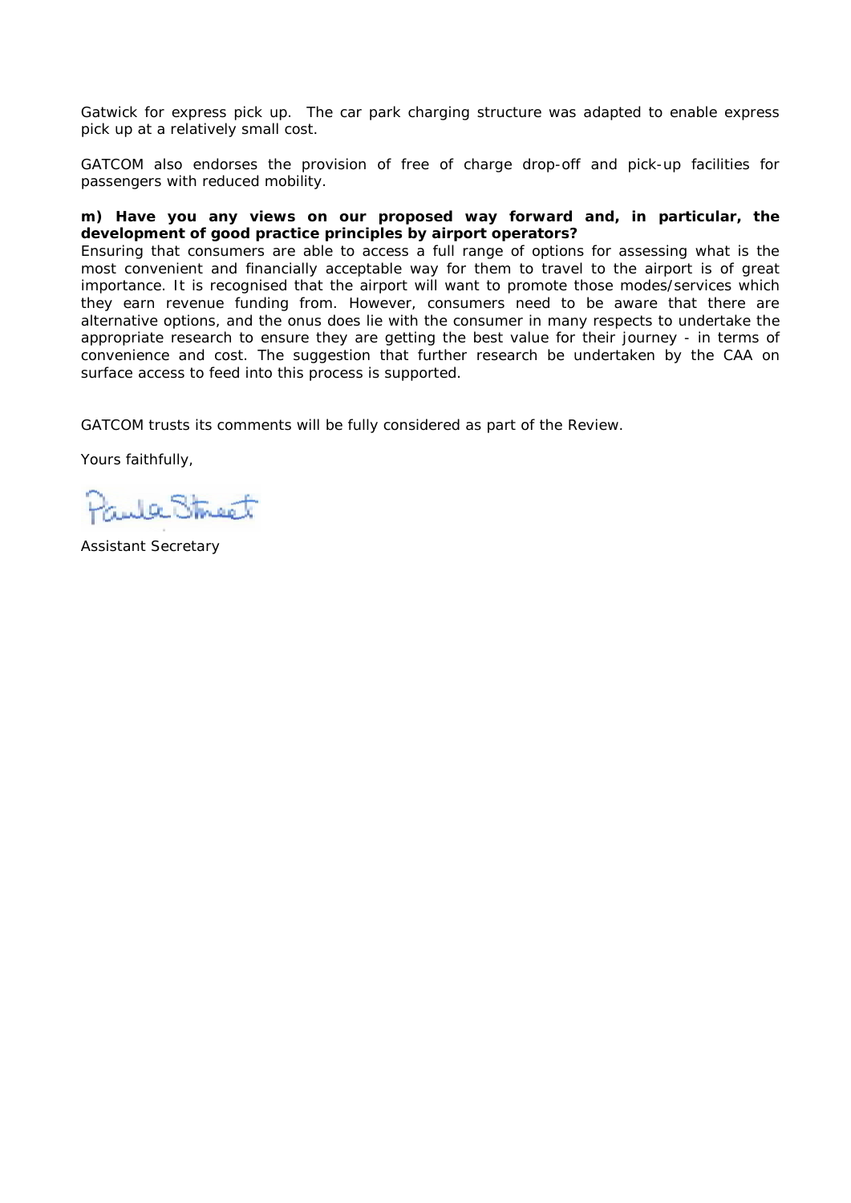Gatwick for express pick up. The car park charging structure was adapted to enable express pick up at a relatively small cost.

GATCOM also endorses the provision of free of charge drop-off and pick-up facilities for passengers with reduced mobility.

**m) Have you any views on our proposed way forward and, in particular, the development of good practice principles by airport operators?**

Ensuring that consumers are able to access a full range of options for assessing what is the most convenient and financially acceptable way for them to travel to the airport is of great importance. It is recognised that the airport will want to promote those modes/services which they earn revenue funding from. However, consumers need to be aware that there are alternative options, and the onus does lie with the consumer in many respects to undertake the appropriate research to ensure they are getting the best value for their journey - in terms of convenience and cost. The suggestion that further research be undertaken by the CAA on surface access to feed into this process is supported.

GATCOM trusts its comments will be fully considered as part of the Review.

Yours faithfully,

Paula Street

Assistant Secretary